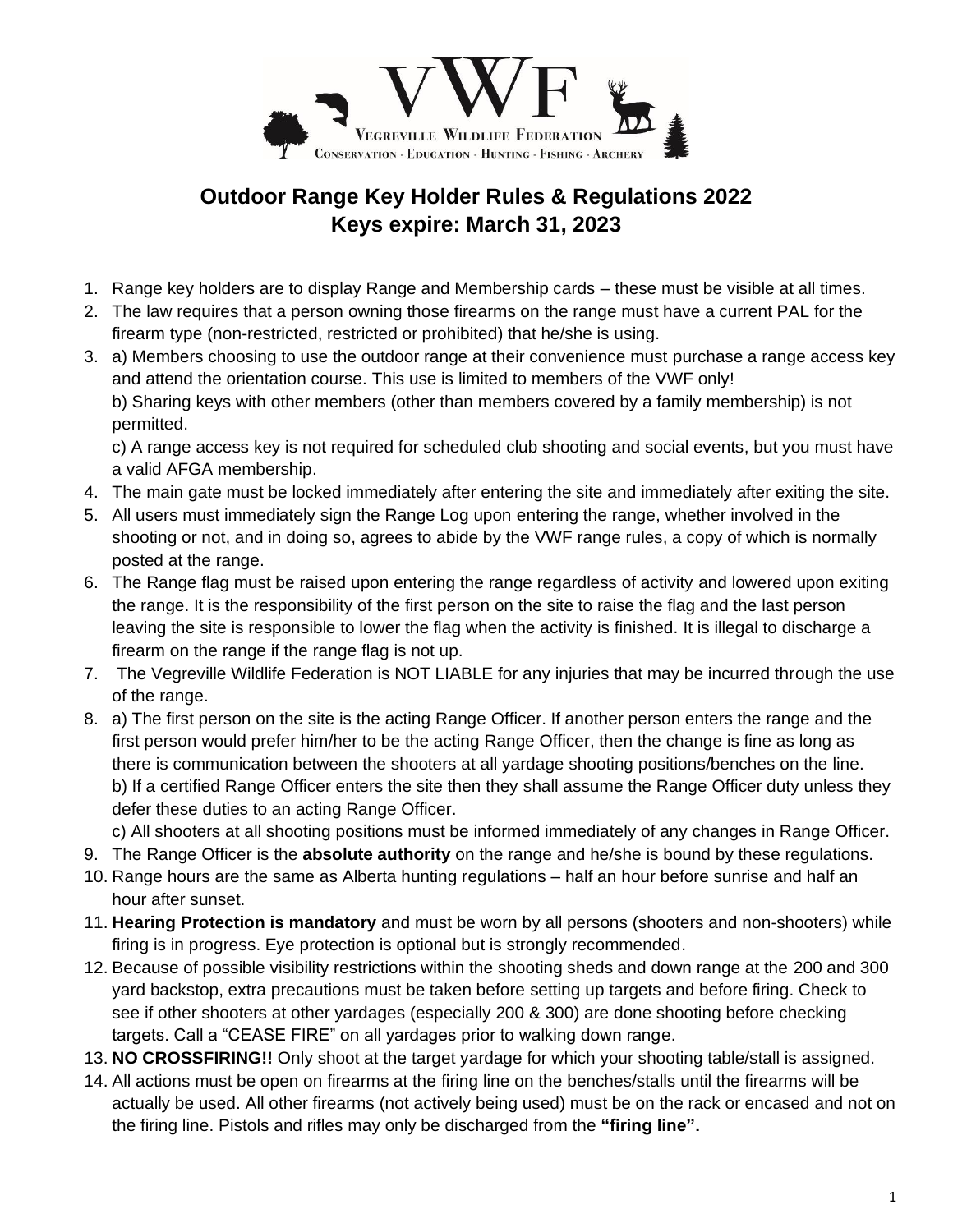VWF

VEGREVILLE WILDLIFE FEDERATION

CONSERVATION - EDUCATION - HUNTING - FISHING - ARCHERY

# Outdoor Range Key Holder Rules & Regulations 2022
## Keys expire: March 31, 2023

1. Range key holders are to display Range and Membership cards – these must be visible at all times.
2. The law requires that a person owning those firearms on the range must have a current PAL for the firearm type (non-restricted, restricted or prohibited) that he/she is using.
3. a) Members choosing to use the outdoor range at their convenience must purchase a range access key and attend the orientation course. This use is limited to members of the VWF only!
   b) Sharing keys with other members (other than members covered by a family membership) is not permitted.
   c) A range access key is not required for scheduled club shooting and social events, but you must have a valid AFGA membership.
4. The main gate must be locked immediately after entering the site and immediately after exiting the site.
5. All users must immediately sign the Range Log upon entering the range, whether involved in the shooting or not, and in doing so, agrees to abide by the VWF range rules, a copy of which is normally posted at the range.
6. The Range flag must be raised upon entering the range regardless of activity and lowered upon exiting the range. It is the responsibility of the first person on the site to raise the flag and the last person leaving the site is responsible to lower the flag when the activity is finished. It is illegal to discharge a firearm on the range if the range flag is not up.
7. The Vegreville Wildlife Federation is NOT LIABLE for any injuries that may be incurred through the use of the range.
8. a) The first person on the site is the acting Range Officer. If another person enters the range and the first person would prefer him/her to be the acting Range Officer, then the change is fine as long as there is communication between the shooters at all yardage shooting positions/benches on the line.
   b) If a certified Range Officer enters the site then they shall assume the Range Officer duty unless they defer these duties to an acting Range Officer.
   c) All shooters at all shooting positions must be informed immediately of any changes in Range Officer.
9. The Range Officer is the **absolute authority** on the range and he/she is bound by these regulations.
10. Range hours are the same as Alberta hunting regulations – half an hour before sunrise and half an hour after sunset.
11. **Hearing Protection is mandatory** and must be worn by all persons (shooters and non-shooters) while firing is in progress. Eye protection is optional but is strongly recommended.
12. Because of possible visibility restrictions within the shooting sheds and down range at the 200 and 300 yard backstop, extra precautions must be taken before setting up targets and before firing. Check to see if other shooters at other yardages (especially 200 & 300) are done shooting before checking targets. Call a "CEASE FIRE" on all yardages prior to walking down range.
13. **NO CROSSFIRING!!** Only shoot at the target yardage for which your shooting table/stall is assigned.
14. All actions must be open on firearms at the firing line on the benches/stalls until the firearms will be actually be used. All other firearms (not actively being used) must be on the rack or encased and not on the firing line. Pistols and rifles may only be discharged from the **"firing line".**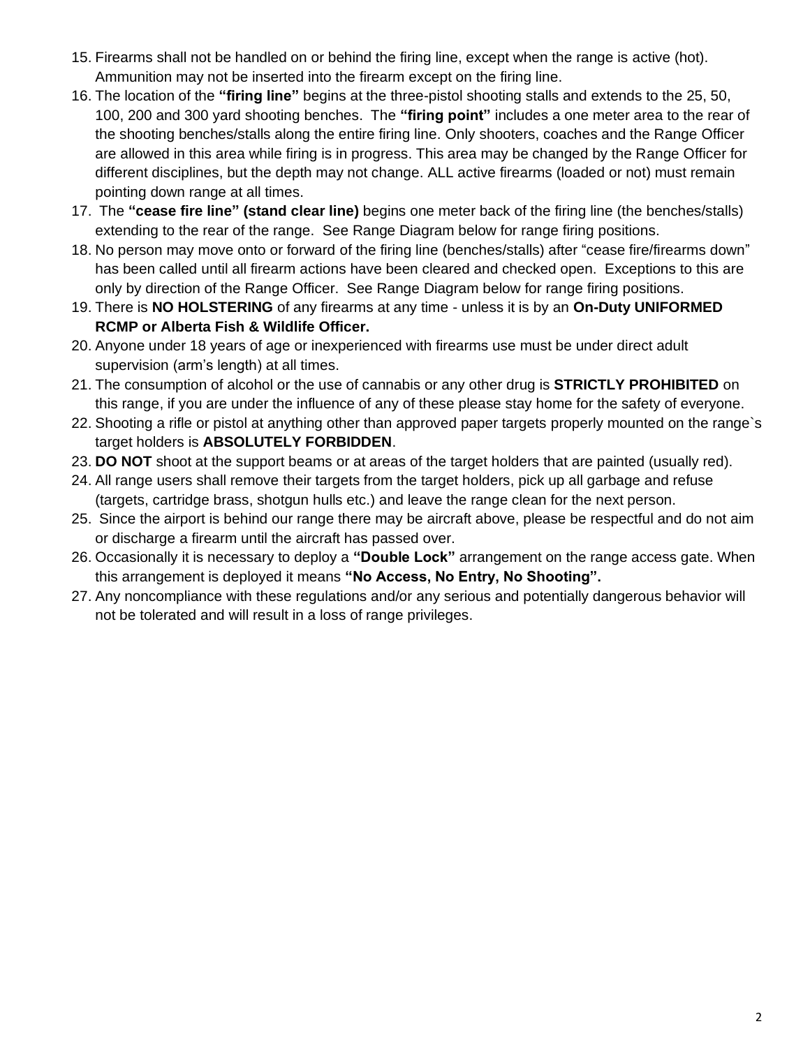15. Firearms shall not be handled on or behind the firing line, except when the range is active (hot). Ammunition may not be inserted into the firearm except on the firing line.
16. The location of the **"firing line"** begins at the three-pistol shooting stalls and extends to the 25, 50, 100, 200 and 300 yard shooting benches. The **"firing point"** includes a one meter area to the rear of the shooting benches/stalls along the entire firing line. Only shooters, coaches and the Range Officer are allowed in this area while firing is in progress. This area may be changed by the Range Officer for different disciplines, but the depth may not change. ALL active firearms (loaded or not) must remain pointing down range at all times.
17. The **"cease fire line" (stand clear line)** begins one meter back of the firing line (the benches/stalls) extending to the rear of the range. See Range Diagram below for range firing positions.
18. No person may move onto or forward of the firing line (benches/stalls) after "cease fire/firearms down" has been called until all firearm actions have been cleared and checked open. Exceptions to this are only by direction of the Range Officer. See Range Diagram below for range firing positions.
19. There is **NO HOLSTERING** of any firearms at any time - unless it is by an **On-Duty UNIFORMED RCMP or Alberta Fish & Wildlife Officer.**
20. Anyone under 18 years of age or inexperienced with firearms use must be under direct adult supervision (arm's length) at all times.
21. The consumption of alcohol or the use of cannabis or any other drug is **STRICTLY PROHIBITED** on this range, if you are under the influence of any of these please stay home for the safety of everyone.
22. Shooting a rifle or pistol at anything other than approved paper targets properly mounted on the range`s target holders is **ABSOLUTELY FORBIDDEN**.
23. **DO NOT** shoot at the support beams or at areas of the target holders that are painted (usually red).
24. All range users shall remove their targets from the target holders, pick up all garbage and refuse (targets, cartridge brass, shotgun hulls etc.) and leave the range clean for the next person.
25. Since the airport is behind our range there may be aircraft above, please be respectful and do not aim or discharge a firearm until the aircraft has passed over.
26. Occasionally it is necessary to deploy a **"Double Lock"** arrangement on the range access gate. When this arrangement is deployed it means **"No Access, No Entry, No Shooting".**
27. Any noncompliance with these regulations and/or any serious and potentially dangerous behavior will not be tolerated and will result in a loss of range privileges.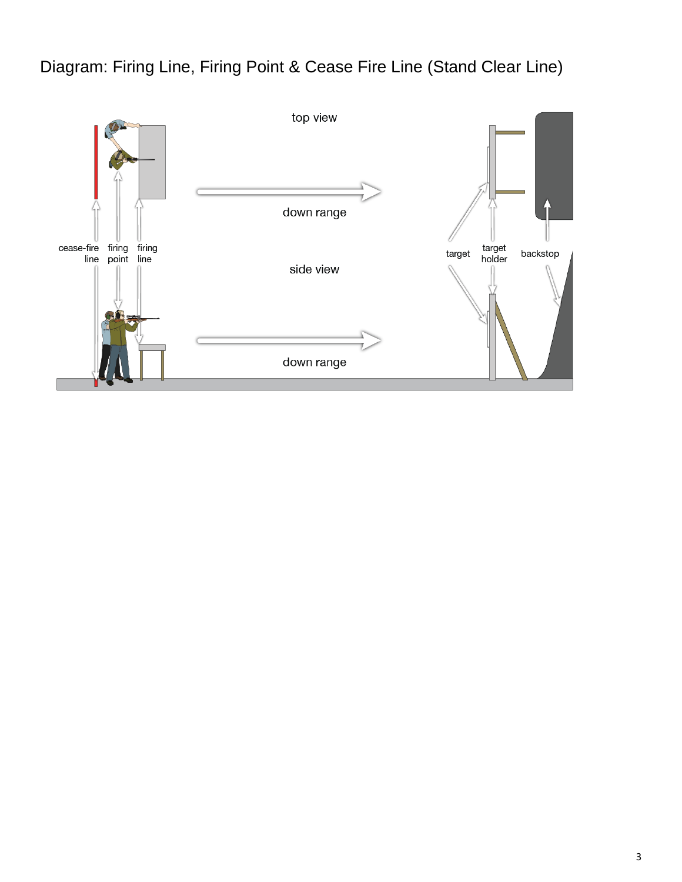# Diagram: Firing Line, Firing Point & Cease Fire Line (Stand Clear Line)

top view

down range

cease-fire line

firing point

firing line

target

target holder

backstop

side view

down range